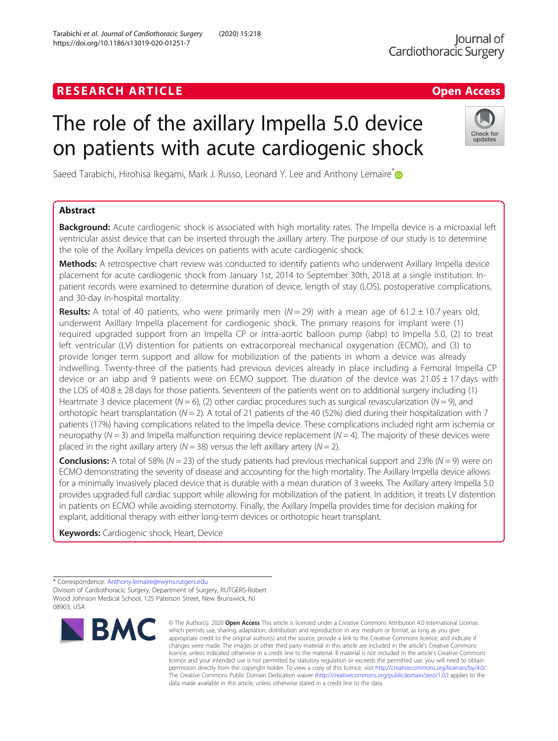RESEARCH ARTICLE

Open Access

# The role of the axillary Impella 5.0 device on patients with acute cardiogenic shock

Saeed Tarabichi, Hirohisa Ikegami, Mark J. Russo, Leonard Y. Lee and Anthony Lemaire*

## Abstract

**Background:** Acute cardiogenic shock is associated with high mortality rates. The Impella device is a microaxial left ventricular assist device that can be inserted through the axillary artery. The purpose of our study is to determine the role of the Axillary Impella devices on patients with acute cardiogenic shock.

**Methods:** A retrospective chart review was conducted to identify patients who underwent Axillary Impella device placement for acute cardiogenic shock from January 1st, 2014 to September 30th, 2018 at a single institution. In-patient records were examined to determine duration of device, length of stay (LOS), postoperative complications, and 30-day in-hospital mortality.

**Results:** A total of 40 patients, who were primarily men ($N = 29$) with a mean age of $61.2 \pm 10.7$ years old, underwent Axillary Impella placement for cardiogenic shock. The primary reasons for implant were (1) required upgraded support from an Impella CP or intra-aortic balloon pump (iabp) to Impella 5.0, (2) to treat left ventricular (LV) distention for patients on extracorporeal mechanical oxygenation (ECMO), and (3) to provide longer term support and allow for mobilization of the patients in whom a device was already indwelling. Twenty-three of the patients had previous devices already in place including a Femoral Impella CP device or an iabp and 9 patients were on ECMO support. The duration of the device was $21.05 \pm 17$ days with the LOS of $40.8 \pm 28$ days for those patients. Seventeen of the patients went on to additional surgery including (1) Heartmate 3 device placement ($N = 6$), (2) other cardiac procedures such as surgical revascularization ($N = 9$), and orthotopic heart transplantation ($N = 2$). A total of 21 patients of the 40 (52%) died during their hospitalization with 7 patients (17%) having complications related to the Impella device. These complications included right arm ischemia or neuropathy ($N = 3$) and Impella malfunction requiring device replacement ($N = 4$). The majority of these devices were placed in the right axillary artery ($N = 38$) versus the left axillary artery ($N = 2$).

**Conclusions:** A total of 58% ($N = 23$) of the study patients had previous mechanical support and 23% ($N = 9$) were on ECMO demonstrating the severity of disease and accounting for the high mortality. The Axillary Impella device allows for a minimally invasively placed device that is durable with a mean duration of 3 weeks. The Axillary artery Impella 5.0 provides upgraded full cardiac support while allowing for mobilization of the patient. In addition, it treats LV distention in patients on ECMO while avoiding sternotomy. Finally, the Axillary Impella provides time for decision making for explant, additional therapy with either long-term devices or orthotopic heart transplant.

**Keywords:** Cardiogenic shock, Heart, Device

---

* Correspondence: Anthony.lemaire@rwjms.rutgers.edu
Division of Cardiothoracic Surgery, Department of Surgery, RUTGERS-Robert Wood Johnson Medical School, 125 Paterson Street, New Brunswick, NJ 08903, USA

© The Author(s). 2020 **Open Access** This article is licensed under a Creative Commons Attribution 4.0 International License, which permits use, sharing, adaptation, distribution and reproduction in any medium or format, as long as you give appropriate credit to the original author(s) and the source, provide a link to the Creative Commons licence, and indicate if changes were made. The images or other third party material in this article are included in the article's Creative Commons licence, unless indicated otherwise in a credit line to the material. If material is not included in the article's Creative Commons licence and your intended use is not permitted by statutory regulation or exceeds the permitted use, you will need to obtain permission directly from the copyright holder. To view a copy of this licence, visit http://creativecommons.org/licenses/by/4.0/. The Creative Commons Public Domain Dedication waiver (http://creativecommons.org/publicdomain/zero/1.0/) applies to the data made available in this article, unless otherwise stated in a credit line to the data.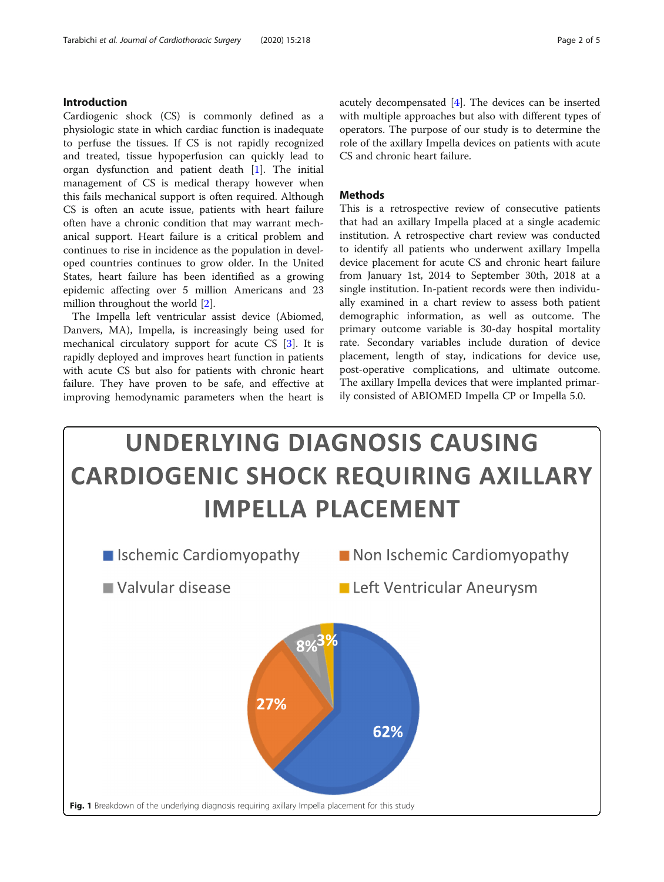## Introduction

Cardiogenic shock (CS) is commonly defined as a physiologic state in which cardiac function is inadequate to perfuse the tissues. If CS is not rapidly recognized and treated, tissue hypoperfusion can quickly lead to organ dysfunction and patient death [1]. The initial management of CS is medical therapy however when this fails mechanical support is often required. Although CS is often an acute issue, patients with heart failure often have a chronic condition that may warrant mechanical support. Heart failure is a critical problem and continues to rise in incidence as the population in developed countries continues to grow older. In the United States, heart failure has been identified as a growing epidemic affecting over 5 million Americans and 23 million throughout the world [2].

The Impella left ventricular assist device (Abiomed, Danvers, MA), Impella, is increasingly being used for mechanical circulatory support for acute CS [3]. It is rapidly deployed and improves heart function in patients with acute CS but also for patients with chronic heart failure. They have proven to be safe, and effective at improving hemodynamic parameters when the heart is acutely decompensated [4]. The devices can be inserted with multiple approaches but also with different types of operators. The purpose of our study is to determine the role of the axillary Impella devices on patients with acute CS and chronic heart failure.

## Methods

This is a retrospective review of consecutive patients that had an axillary Impella placed at a single academic institution. A retrospective chart review was conducted to identify all patients who underwent axillary Impella device placement for acute CS and chronic heart failure from January 1st, 2014 to September 30th, 2018 at a single institution. In-patient records were then individually examined in a chart review to assess both patient demographic information, as well as outcome. The primary outcome variable is 30-day hospital mortality rate. Secondary variables include duration of device placement, length of stay, indications for device use, post-operative complications, and ultimate outcome. The axillary Impella devices that were implanted primarily consisted of ABIOMED Impella CP or Impella 5.0.

**Fig. 1** Breakdown of the underlying diagnosis requiring axillary Impella placement for this study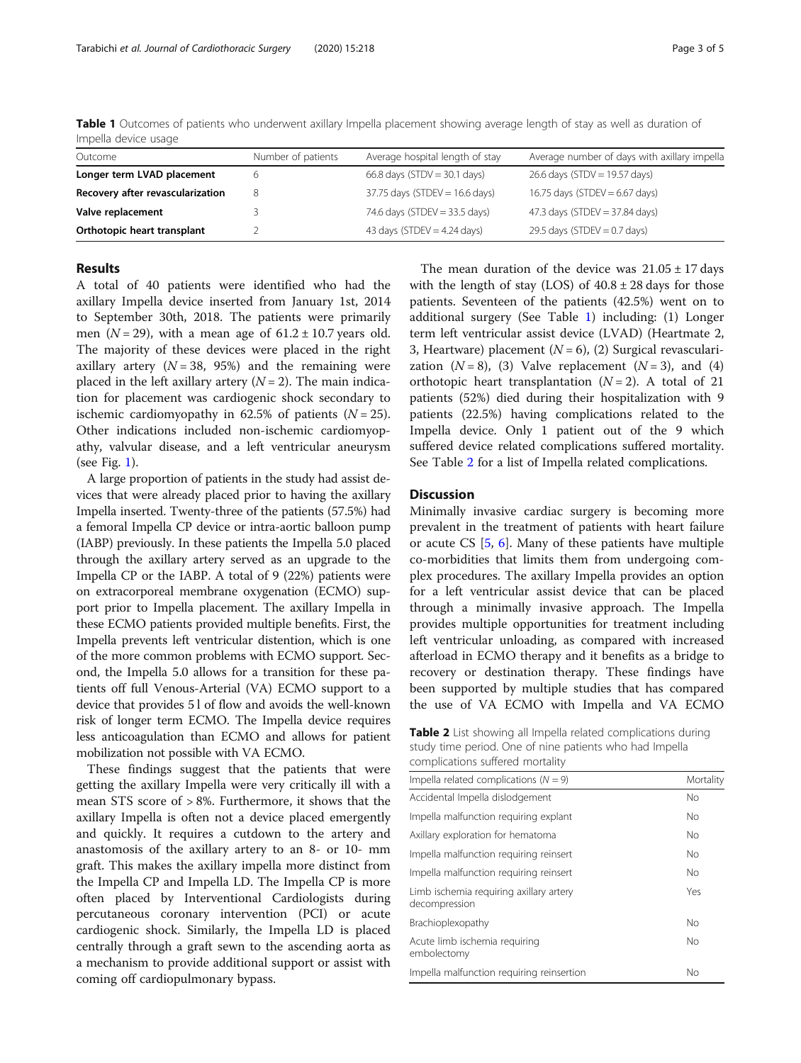**Table 1** Outcomes of patients who underwent axillary Impella placement showing average length of stay as well as duration of Impella device usage

| Outcome | Number of patients | Average hospital length of stay | Average number of days with axillary impella |
|---|---|---|---|
| **Longer term LVAD placement** | 6 | 66.8 days (STDV = 30.1 days) | 26.6 days (STDV = 19.57 days) |
| **Recovery after revascularization** | 8 | 37.75 days (STDEV = 16.6 days) | 16.75 days (STDEV = 6.67 days) |
| **Valve replacement** | 3 | 74.6 days (STDEV = 33.5 days) | 47.3 days (STDEV = 37.84 days) |
| **Orthotopic heart transplant** | 2 | 43 days (STDEV = 4.24 days) | 29.5 days (STDEV = 0.7 days) |

## Results

A total of 40 patients were identified who had the axillary Impella device inserted from January 1st, 2014 to September 30th, 2018. The patients were primarily men ($N = 29$), with a mean age of $61.2 \pm 10.7$ years old. The majority of these devices were placed in the right axillary artery ($N = 38$, 95%) and the remaining were placed in the left axillary artery ($N = 2$). The main indication for placement was cardiogenic shock secondary to ischemic cardiomyopathy in 62.5% of patients ($N = 25$). Other indications included non-ischemic cardiomyopathy, valvular disease, and a left ventricular aneurysm (see Fig. 1).

A large proportion of patients in the study had assist devices that were already placed prior to having the axillary Impella inserted. Twenty-three of the patients (57.5%) had a femoral Impella CP device or intra-aortic balloon pump (IABP) previously. In these patients the Impella 5.0 placed through the axillary artery served as an upgrade to the Impella CP or the IABP. A total of 9 (22%) patients were on extracorporeal membrane oxygenation (ECMO) support prior to Impella placement. The axillary Impella in these ECMO patients provided multiple benefits. First, the Impella prevents left ventricular distention, which is one of the more common problems with ECMO support. Second, the Impella 5.0 allows for a transition for these patients off full Venous-Arterial (VA) ECMO support to a device that provides 5 l of flow and avoids the well-known risk of longer term ECMO. The Impella device requires less anticoagulation than ECMO and allows for patient mobilization not possible with VA ECMO.

These findings suggest that the patients that were getting the axillary Impella were very critically ill with a mean STS score of > 8%. Furthermore, it shows that the axillary Impella is often not a device placed emergently and quickly. It requires a cutdown to the artery and anastomosis of the axillary artery to an 8- or 10- mm graft. This makes the axillary impella more distinct from the Impella CP and Impella LD. The Impella CP is more often placed by Interventional Cardiologists during percutaneous coronary intervention (PCI) or acute cardiogenic shock. Similarly, the Impella LD is placed centrally through a graft sewn to the ascending aorta as a mechanism to provide additional support or assist with coming off cardiopulmonary bypass.

The mean duration of the device was $21.05 \pm 17$ days with the length of stay (LOS) of $40.8 \pm 28$ days for those patients. Seventeen of the patients (42.5%) went on to additional surgery (See Table 1) including: (1) Longer term left ventricular assist device (LVAD) (Heartmate 2, 3, Heartware) placement ($N = 6$), (2) Surgical revascularization ($N = 8$), (3) Valve replacement ($N = 3$), and (4) orthotopic heart transplantation ($N = 2$). A total of 21 patients (52%) died during their hospitalization with 9 patients (22.5%) having complications related to the Impella device. Only 1 patient out of the 9 which suffered device related complications suffered mortality. See Table 2 for a list of Impella related complications.

## Discussion

Minimally invasive cardiac surgery is becoming more prevalent in the treatment of patients with heart failure or acute CS [5, 6]. Many of these patients have multiple co-morbidities that limits them from undergoing complex procedures. The axillary Impella provides an option for a left ventricular assist device that can be placed through a minimally invasive approach. The Impella provides multiple opportunities for treatment including left ventricular unloading, as compared with increased afterload in ECMO therapy and it benefits as a bridge to recovery or destination therapy. These findings have been supported by multiple studies that has compared the use of VA ECMO with Impella and VA ECMO

**Table 2** List showing all Impella related complications during study time period. One of nine patients who had Impella complications suffered mortality

| Impella related complications ($N = 9$) | Mortality |
|---|---|
| Accidental Impella dislodgement | No |
| Impella malfunction requiring explant | No |
| Axillary exploration for hematoma | No |
| Impella malfunction requiring reinsert | No |
| Impella malfunction requiring reinsert | No |
| Limb ischemia requiring axillary artery decompression | Yes |
| Brachioplexopathy | No |
| Acute limb ischemia requiring embolectomy | No |
| Impella malfunction requiring reinsertion | No |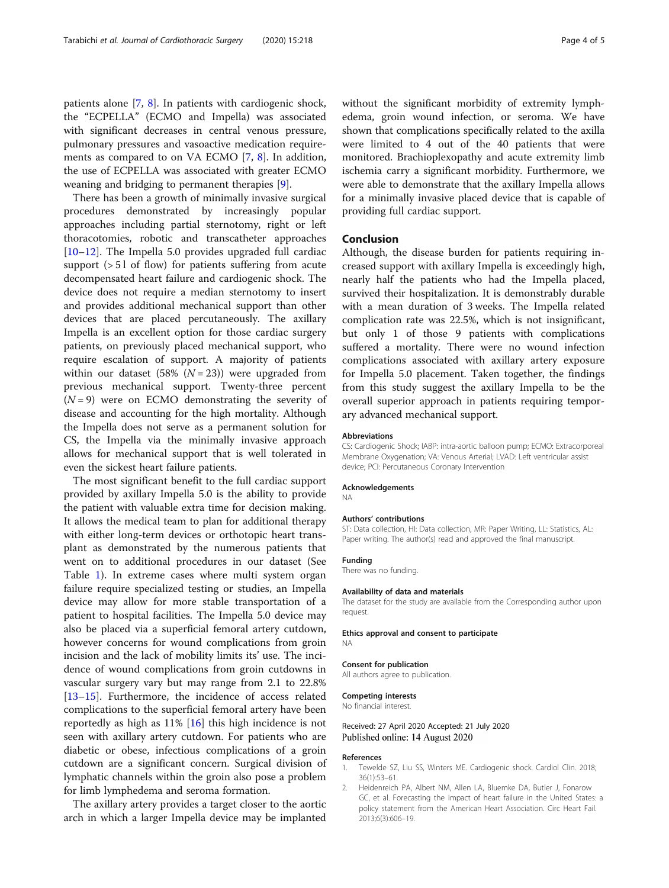patients alone [7, 8]. In patients with cardiogenic shock, the "ECPELLA" (ECMO and Impella) was associated with significant decreases in central venous pressure, pulmonary pressures and vasoactive medication requirements as compared to on VA ECMO [7, 8]. In addition, the use of ECPELLA was associated with greater ECMO weaning and bridging to permanent therapies [9].

There has been a growth of minimally invasive surgical procedures demonstrated by increasingly popular approaches including partial sternotomy, right or left thoracotomies, robotic and transcatheter approaches [10–12]. The Impella 5.0 provides upgraded full cardiac support (> 5 l of flow) for patients suffering from acute decompensated heart failure and cardiogenic shock. The device does not require a median sternotomy to insert and provides additional mechanical support than other devices that are placed percutaneously. The axillary Impella is an excellent option for those cardiac surgery patients, on previously placed mechanical support, who require escalation of support. A majority of patients within our dataset (58% ($N = 23$)) were upgraded from previous mechanical support. Twenty-three percent ($N = 9$) were on ECMO demonstrating the severity of disease and accounting for the high mortality. Although the Impella does not serve as a permanent solution for CS, the Impella via the minimally invasive approach allows for mechanical support that is well tolerated in even the sickest heart failure patients.

The most significant benefit to the full cardiac support provided by axillary Impella 5.0 is the ability to provide the patient with valuable extra time for decision making. It allows the medical team to plan for additional therapy with either long-term devices or orthotopic heart transplant as demonstrated by the numerous patients that went on to additional procedures in our dataset (See Table 1). In extreme cases where multi system organ failure require specialized testing or studies, an Impella device may allow for more stable transportation of a patient to hospital facilities. The Impella 5.0 device may also be placed via a superficial femoral artery cutdown, however concerns for wound complications from groin incision and the lack of mobility limits its' use. The incidence of wound complications from groin cutdowns in vascular surgery vary but may range from 2.1 to 22.8% [13–15]. Furthermore, the incidence of access related complications to the superficial femoral artery have been reportedly as high as 11% [16] this high incidence is not seen with axillary artery cutdown. For patients who are diabetic or obese, infectious complications of a groin cutdown are a significant concern. Surgical division of lymphatic channels within the groin also pose a problem for limb lymphedema and seroma formation.

The axillary artery provides a target closer to the aortic arch in which a larger Impella device may be implanted without the significant morbidity of extremity lymphedema, groin wound infection, or seroma. We have shown that complications specifically related to the axilla were limited to 4 out of the 40 patients that were monitored. Brachioplexopathy and acute extremity limb ischemia carry a significant morbidity. Furthermore, we were able to demonstrate that the axillary Impella allows for a minimally invasive placed device that is capable of providing full cardiac support.

## Conclusion

Although, the disease burden for patients requiring increased support with axillary Impella is exceedingly high, nearly half the patients who had the Impella placed, survived their hospitalization. It is demonstrably durable with a mean duration of 3 weeks. The Impella related complication rate was 22.5%, which is not insignificant, but only 1 of those 9 patients with complications suffered a mortality. There were no wound infection complications associated with axillary artery exposure for Impella 5.0 placement. Taken together, the findings from this study suggest the axillary Impella to be the overall superior approach in patients requiring temporary advanced mechanical support.

### Abbreviations

CS: Cardiogenic Shock; IABP: intra-aortic balloon pump; ECMO: Extracorporeal Membrane Oxygenation; VA: Venous Arterial; LVAD: Left ventricular assist device; PCI: Percutaneous Coronary Intervention

### Acknowledgements

NA

### Authors' contributions

ST: Data collection, HI: Data collection, MR: Paper Writing, LL: Statistics, AL: Paper writing. The author(s) read and approved the final manuscript.

### Funding

There was no funding.

### Availability of data and materials

The dataset for the study are available from the Corresponding author upon request.

### Ethics approval and consent to participate

NA

### Consent for publication

All authors agree to publication.

### Competing interests

No financial interest.

Received: 27 April 2020 Accepted: 21 July 2020
Published online: 14 August 2020

### References

1. Tewelde SZ, Liu SS, Winters ME. Cardiogenic shock. Cardiol Clin. 2018; 36(1):53–61.
2. Heidenreich PA, Albert NM, Allen LA, Bluemke DA, Butler J, Fonarow GC, et al. Forecasting the impact of heart failure in the United States: a policy statement from the American Heart Association. Circ Heart Fail. 2013;6(3):606–19.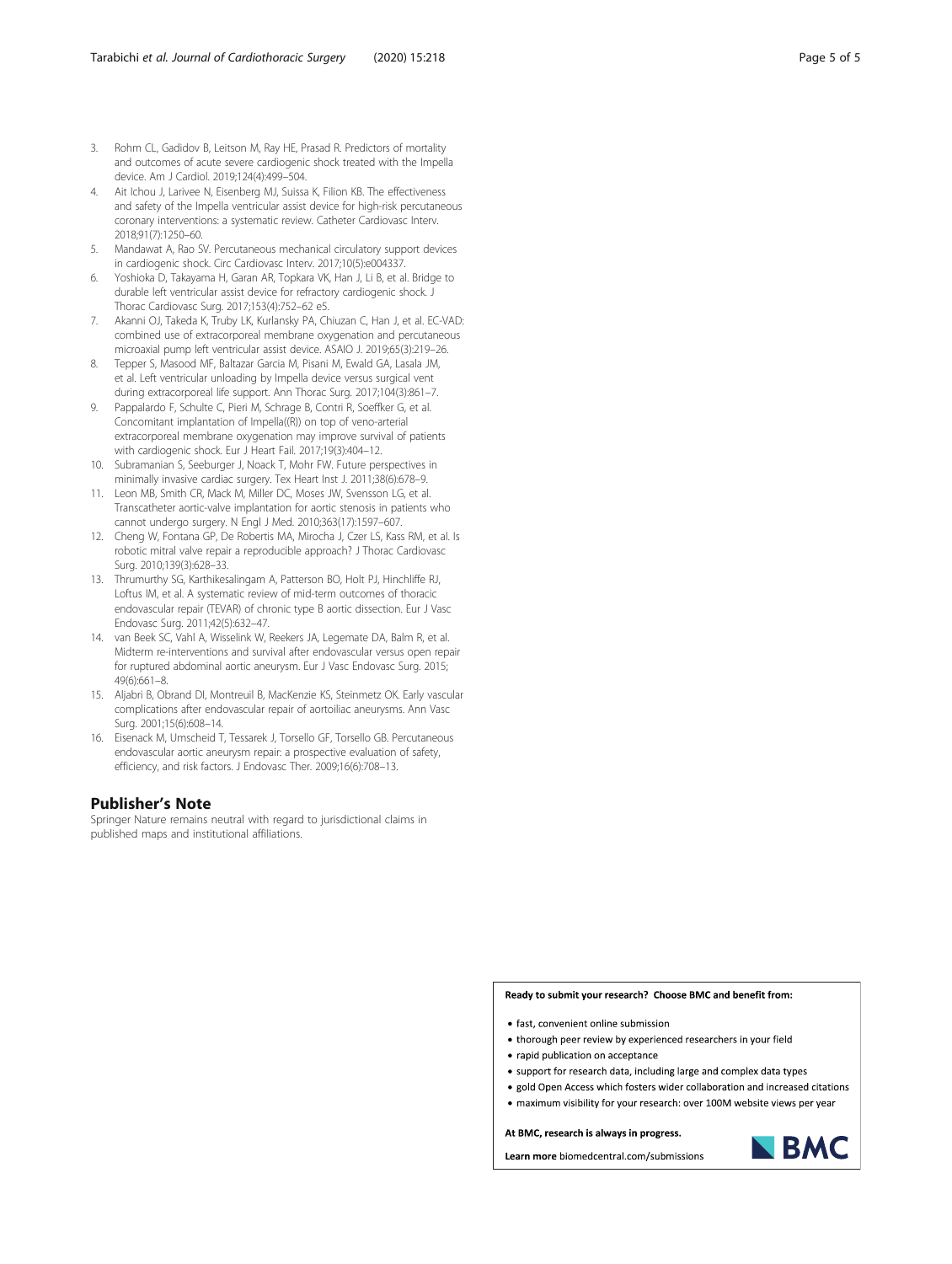3. Rohm CL, Gadidov B, Leitson M, Ray HE, Prasad R. Predictors of mortality and outcomes of acute severe cardiogenic shock treated with the Impella device. Am J Cardiol. 2019;124(4):499–504.
4. Ait Ichou J, Larivee N, Eisenberg MJ, Suissa K, Filion KB. The effectiveness and safety of the Impella ventricular assist device for high-risk percutaneous coronary interventions: a systematic review. Catheter Cardiovasc Interv. 2018;91(7):1250–60.
5. Mandawat A, Rao SV. Percutaneous mechanical circulatory support devices in cardiogenic shock. Circ Cardiovasc Interv. 2017;10(5):e004337.
6. Yoshioka D, Takayama H, Garan AR, Topkara VK, Han J, Li B, et al. Bridge to durable left ventricular assist device for refractory cardiogenic shock. J Thorac Cardiovasc Surg. 2017;153(4):752–62 e5.
7. Akanni OJ, Takeda K, Truby LK, Kurlansky PA, Chiuzan C, Han J, et al. EC-VAD: combined use of extracorporeal membrane oxygenation and percutaneous microaxial pump left ventricular assist device. ASAIO J. 2019;65(3):219–26.
8. Tepper S, Masood MF, Baltazar Garcia M, Pisani M, Ewald GA, Lasala JM, et al. Left ventricular unloading by Impella device versus surgical vent during extracorporeal life support. Ann Thorac Surg. 2017;104(3):861–7.
9. Pappalardo F, Schulte C, Pieri M, Schrage B, Contri R, Soeffker G, et al. Concomitant implantation of Impella((R)) on top of veno-arterial extracorporeal membrane oxygenation may improve survival of patients with cardiogenic shock. Eur J Heart Fail. 2017;19(3):404–12.
10. Subramanian S, Seeburger J, Noack T, Mohr FW. Future perspectives in minimally invasive cardiac surgery. Tex Heart Inst J. 2011;38(6):678–9.
11. Leon MB, Smith CR, Mack M, Miller DC, Moses JW, Svensson LG, et al. Transcatheter aortic-valve implantation for aortic stenosis in patients who cannot undergo surgery. N Engl J Med. 2010;363(17):1597–607.
12. Cheng W, Fontana GP, De Robertis MA, Mirocha J, Czer LS, Kass RM, et al. Is robotic mitral valve repair a reproducible approach? J Thorac Cardiovasc Surg. 2010;139(3):628–33.
13. Thrumurthy SG, Karthikesalingam A, Patterson BO, Holt PJ, Hinchliffe RJ, Loftus IM, et al. A systematic review of mid-term outcomes of thoracic endovascular repair (TEVAR) of chronic type B aortic dissection. Eur J Vasc Endovasc Surg. 2011;42(5):632–47.
14. van Beek SC, Vahl A, Wisselink W, Reekers JA, Legemate DA, Balm R, et al. Midterm re-interventions and survival after endovascular versus open repair for ruptured abdominal aortic aneurysm. Eur J Vasc Endovasc Surg. 2015; 49(6):661–8.
15. Aljabri B, Obrand DI, Montreuil B, MacKenzie KS, Steinmetz OK. Early vascular complications after endovascular repair of aortoiliac aneurysms. Ann Vasc Surg. 2001;15(6):608–14.
16. Eisenack M, Umscheid T, Tessarek J, Torsello GF, Torsello GB. Percutaneous endovascular aortic aneurysm repair: a prospective evaluation of safety, efficiency, and risk factors. J Endovasc Ther. 2009;16(6):708–13.

## Publisher's Note

Springer Nature remains neutral with regard to jurisdictional claims in published maps and institutional affiliations.

**Ready to submit your research? Choose BMC and benefit from:**

- fast, convenient online submission
- thorough peer review by experienced researchers in your field
- rapid publication on acceptance
- support for research data, including large and complex data types
- gold Open Access which fosters wider collaboration and increased citations
- maximum visibility for your research: over 100M website views per year

**At BMC, research is always in progress.**

**Learn more** biomedcentral.com/submissions